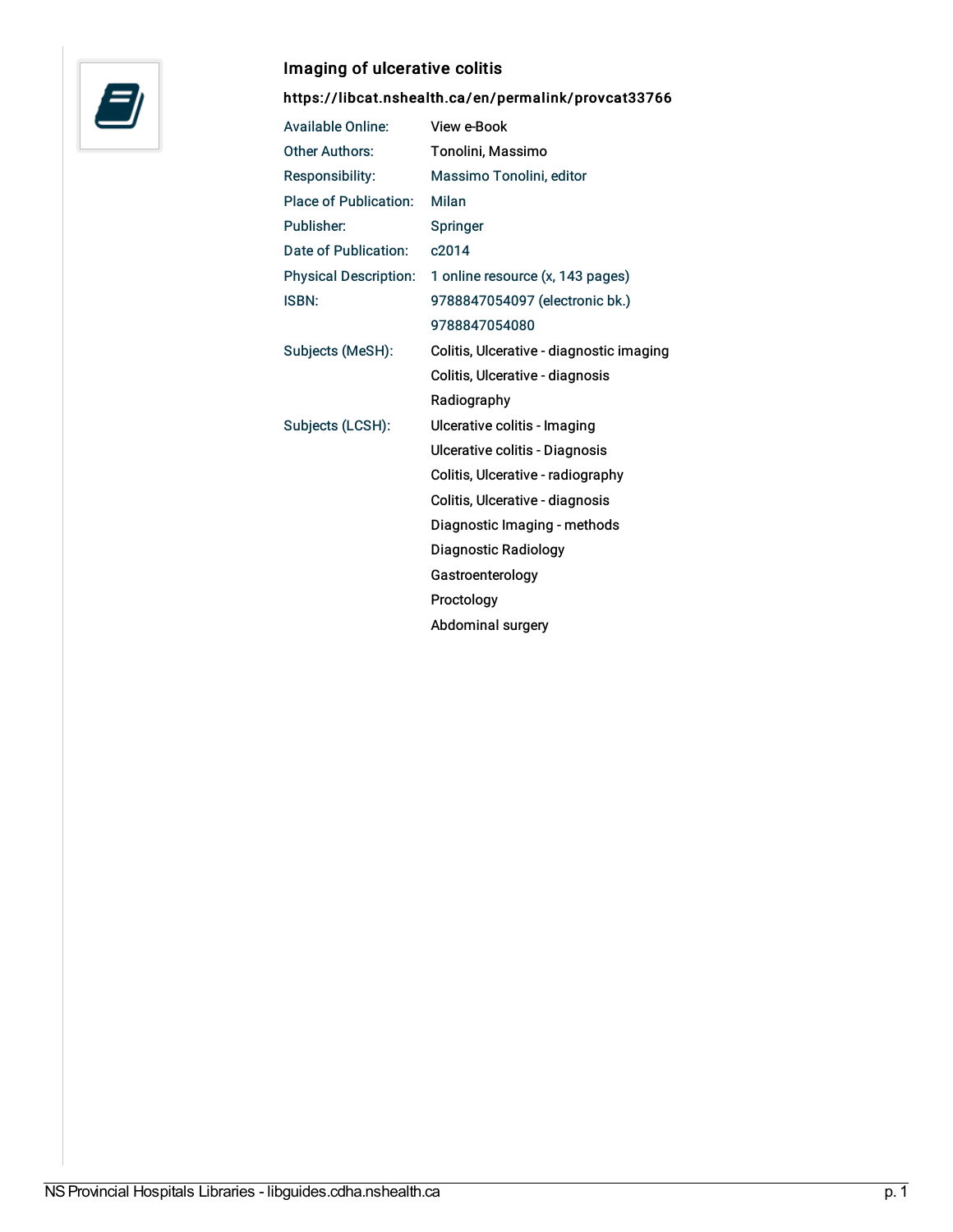## Imaging of ulcerative colitis

**https://libcat.nshealth.ca/en/permalink/provcat33766**

| | |
|---|---|
| Available Online: | View e-Book |
| Other Authors: | Tonolini, Massimo |
| Responsibility: | Massimo Tonolini, editor |
| Place of Publication: | Milan |
| Publisher: | Springer |
| Date of Publication: | c2014 |
| Physical Description: | 1 online resource (x, 143 pages) |
| ISBN: | 9788847054097 (electronic bk.) |
| | 9788847054080 |
| Subjects (MeSH): | Colitis, Ulcerative - diagnostic imaging |
| | Colitis, Ulcerative - diagnosis |
| | Radiography |
| Subjects (LCSH): | Ulcerative colitis - Imaging |
| | Ulcerative colitis - Diagnosis |
| | Colitis, Ulcerative - radiography |
| | Colitis, Ulcerative - diagnosis |
| | Diagnostic Imaging - methods |
| | Diagnostic Radiology |
| | Gastroenterology |
| | Proctology |
| | Abdominal surgery |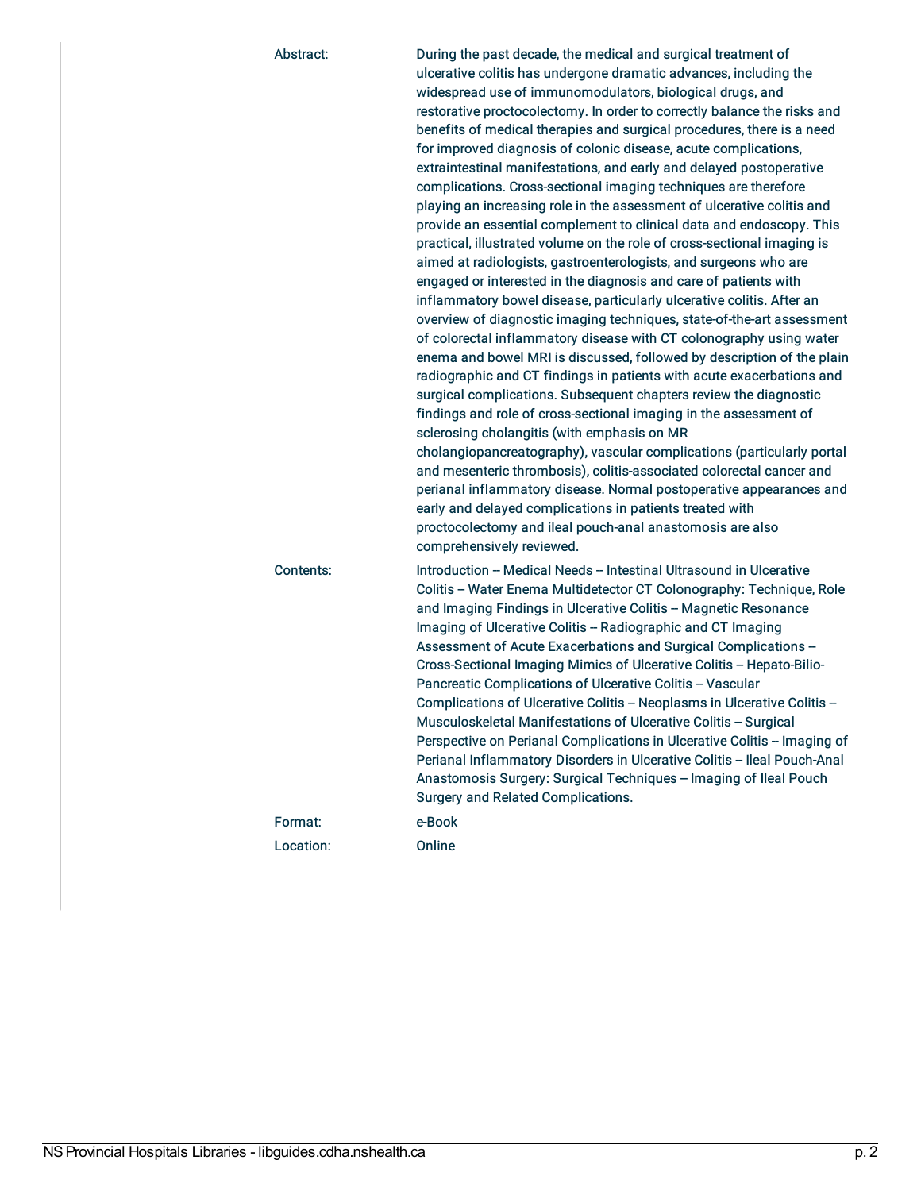**Abstract:** During the past decade, the medical and surgical treatment of ulcerative colitis has undergone dramatic advances, including the widespread use of immunomodulators, biological drugs, and restorative proctocolectomy. In order to correctly balance the risks and benefits of medical therapies and surgical procedures, there is a need for improved diagnosis of colonic disease, acute complications, extraintestinal manifestations, and early and delayed postoperative complications. Cross-sectional imaging techniques are therefore playing an increasing role in the assessment of ulcerative colitis and provide an essential complement to clinical data and endoscopy. This practical, illustrated volume on the role of cross-sectional imaging is aimed at radiologists, gastroenterologists, and surgeons who are engaged or interested in the diagnosis and care of patients with inflammatory bowel disease, particularly ulcerative colitis. After an overview of diagnostic imaging techniques, state-of-the-art assessment of colorectal inflammatory disease with CT colonography using water enema and bowel MRI is discussed, followed by description of the plain radiographic and CT findings in patients with acute exacerbations and surgical complications. Subsequent chapters review the diagnostic findings and role of cross-sectional imaging in the assessment of sclerosing cholangitis (with emphasis on MR cholangiopancreatography), vascular complications (particularly portal and mesenteric thrombosis), colitis-associated colorectal cancer and perianal inflammatory disease. Normal postoperative appearances and early and delayed complications in patients treated with proctocolectomy and ileal pouch-anal anastomosis are also comprehensively reviewed.

**Contents:** Introduction -- Medical Needs -- Intestinal Ultrasound in Ulcerative Colitis -- Water Enema Multidetector CT Colonography: Technique, Role and Imaging Findings in Ulcerative Colitis -- Magnetic Resonance Imaging of Ulcerative Colitis -- Radiographic and CT Imaging Assessment of Acute Exacerbations and Surgical Complications -- Cross-Sectional Imaging Mimics of Ulcerative Colitis -- Hepato-Bilio-Pancreatic Complications of Ulcerative Colitis -- Vascular Complications of Ulcerative Colitis -- Neoplasms in Ulcerative Colitis -- Musculoskeletal Manifestations of Ulcerative Colitis -- Surgical Perspective on Perianal Complications in Ulcerative Colitis -- Imaging of Perianal Inflammatory Disorders in Ulcerative Colitis -- Ileal Pouch-Anal Anastomosis Surgery: Surgical Techniques -- Imaging of Ileal Pouch Surgery and Related Complications.

**Format:** e-Book

**Location:** Online